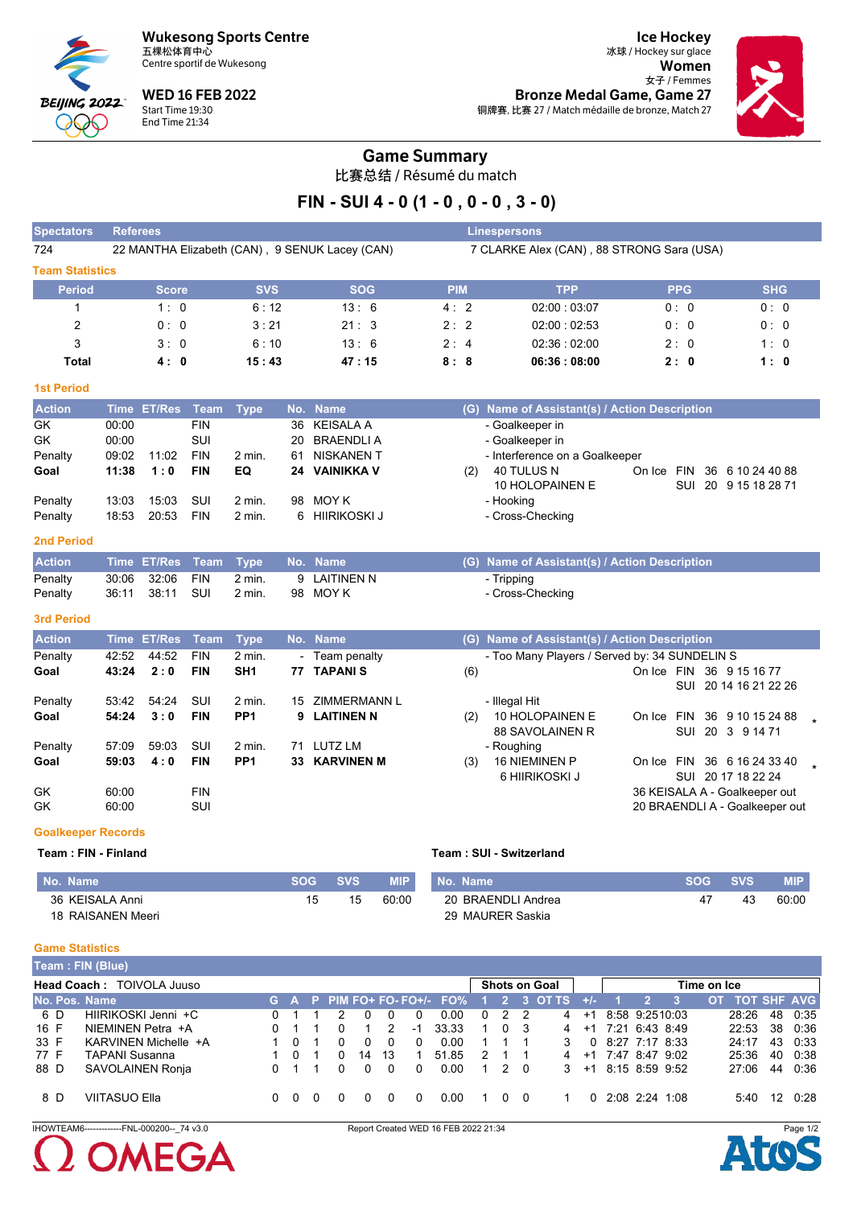Wukesong Sports Centre
五棵松体育中心
Centre sportif de Wukesong

WED 16 FEB 2022
Start Time 19:30
End Time 21:34

Ice Hockey
冰球 / Hockey sur glace
Women
女子 / Femmes
Bronze Medal Game, Game 27
铜牌赛, 比赛 27 / Match médaille de bronze, Match 27

# Game Summary

比赛总结 / Résumé du match

## FIN - SUI 4 - 0 (1 - 0 , 0 - 0 , 3 - 0)

| Spectators | Referees | Linespersons |
|---|---|---|
| 724 | 22 MANTHA Elizabeth (CAN) , 9 SENUK Lacey (CAN) | 7 CLARKE Alex (CAN) , 88 STRONG Sara (USA) |

### Team Statistics

| Period | Score | SVS | SOG | PIM | TPP | PPG | SHG |
|---|---|---|---|---|---|---|---|
| 1 | 1 : 0 | 6 : 12 | 13 : 6 | 4 : 2 | 02:00 : 03:07 | 0 : 0 | 0 : 0 |
| 2 | 0 : 0 | 3 : 21 | 21 : 3 | 2 : 2 | 02:00 : 02:53 | 0 : 0 | 0 : 0 |
| 3 | 3 : 0 | 6 : 10 | 13 : 6 | 2 : 4 | 02:36 : 02:00 | 2 : 0 | 1 : 0 |
| **Total** | **4 : 0** | **15 : 43** | **47 : 15** | **8 : 8** | **06:36 : 08:00** | **2 : 0** | **1 : 0** |

### 1st Period

| Action | Time | ET/Res | Team | Type | No. | Name | (G) | Name of Assistant(s) / Action Description | On Ice |
|---|---|---|---|---|---|---|---|---|---|
| GK | 00:00 | | FIN | | 36 | KEISALA A | | - Goalkeeper in | |
| GK | 00:00 | | SUI | | 20 | BRAENDLI A | | - Goalkeeper in | |
| Penalty | 09:02 | 11:02 | FIN | 2 min. | 61 | NISKANEN T | | - Interference on a Goalkeeper | |
| **Goal** | **11:38** | **1 : 0** | **FIN** | **EQ** | **24** | **VAINIKKA V** | (2) | 40 TULUS N<br>10 HOLOPAINEN E | FIN 36 6 10 24 40 88<br>SUI 20 9 15 18 28 71 |
| Penalty | 13:03 | 15:03 | SUI | 2 min. | 98 | MOY K | | - Hooking | |
| Penalty | 18:53 | 20:53 | FIN | 2 min. | 6 | HIIRIKOSKI J | | - Cross-Checking | |

### 2nd Period

| Action | Time | ET/Res | Team | Type | No. | Name | (G) | Name of Assistant(s) / Action Description |
|---|---|---|---|---|---|---|---|---|
| Penalty | 30:06 | 32:06 | FIN | 2 min. | 9 | LAITINEN N | | - Tripping |
| Penalty | 36:11 | 38:11 | SUI | 2 min. | 98 | MOY K | | - Cross-Checking |

### 3rd Period

| Action | Time | ET/Res | Team | Type | No. | Name | (G) | Name of Assistant(s) / Action Description | On Ice |
|---|---|---|---|---|---|---|---|---|---|
| Penalty | 42:52 | 44:52 | FIN | 2 min. | - | Team penalty | | - Too Many Players / Served by: 34 SUNDELIN S | |
| **Goal** | **43:24** | **2 : 0** | **FIN** | **SH1** | **77** | **TAPANI S** | (6) | | FIN 36 9 15 16 77<br>SUI 20 14 16 21 22 26 |
| Penalty | 53:42 | 54:24 | SUI | 2 min. | 15 | ZIMMERMANN L | | - Illegal Hit | |
| **Goal** | **54:24** | **3 : 0** | **FIN** | **PP1** | **9** | **LAITINEN N** | (2) | 10 HOLOPAINEN E<br>88 SAVOLAINEN R | FIN 36 9 10 15 24 88 *<br>SUI 20 3 9 14 71 |
| Penalty | 57:09 | 59:03 | SUI | 2 min. | 71 | LUTZ LM | | - Roughing | |
| **Goal** | **59:03** | **4 : 0** | **FIN** | **PP1** | **33** | **KARVINEN M** | (3) | 16 NIEMINEN P<br>6 HIIRIKOSKI J | FIN 36 6 16 24 33 40 *<br>SUI 20 17 18 22 24 |
| GK | 60:00 | | FIN | | | | | | 36 KEISALA A - Goalkeeper out |
| GK | 60:00 | | SUI | | | | | | 20 BRAENDLI A - Goalkeeper out |

### Goalkeeper Records

**Team : FIN - Finland**

| No. Name | SOG | SVS | MIP |
|---|---|---|---|
| 36 KEISALA Anni | 15 | 15 | 60:00 |
| 18 RAISANEN Meeri | | | |

**Team : SUI - Switzerland**

| No. Name | SOG | SVS | MIP |
|---|---|---|---|
| 20 BRAENDLI Andrea | 47 | 43 | 60:00 |
| 29 MAURER Saskia | | | |

### Game Statistics

**Team : FIN (Blue)**

Head Coach : TOIVOLA Juuso

| No. | Pos. | Name | G | A | P | PIM | FO+ | FO- | FO+/- | FO% | SOG 1 | SOG 2 | SOG 3 | SOG OT | SOG TS | +/- | TOI 1 | TOI 2 | TOI 3 | TOI OT | TOT | SHF | AVG |
|---|---|---|---|---|---|---|---|---|---|---|---|---|---|---|---|---|---|---|---|---|---|---|---|
| 6 | D | HIIRIKOSKI Jenni +C | 0 | 1 | 1 | 2 | 0 | 0 | 0 | 0.00 | 0 | 2 | 2 | | 4 | +1 | 8:58 | 9:25 | 10:03 | | 28:26 | 48 | 0:35 |
| 16 | F | NIEMINEN Petra +A | 0 | 1 | 1 | 0 | 1 | 2 | -1 | 33.33 | 1 | 0 | 3 | | 4 | +1 | 7:21 | 6:43 | 8:49 | | 22:53 | 38 | 0:36 |
| 33 | F | KARVINEN Michelle +A | 1 | 0 | 1 | 0 | 0 | 0 | 0 | 0.00 | 1 | 1 | 1 | | 3 | 0 | 8:27 | 7:17 | 8:33 | | 24:17 | 43 | 0:33 |
| 77 | F | TAPANI Susanna | 1 | 0 | 1 | 0 | 14 | 13 | 1 | 51.85 | 2 | 1 | 1 | | 4 | +1 | 7:47 | 8:47 | 9:02 | | 25:36 | 40 | 0:38 |
| 88 | D | SAVOLAINEN Ronja | 0 | 1 | 1 | 0 | 0 | 0 | 0 | 0.00 | 1 | 2 | 0 | | 3 | +1 | 8:15 | 8:59 | 9:52 | | 27:06 | 44 | 0:36 |
| 8 | D | VIITASUO Ella | 0 | 0 | 0 | 0 | 0 | 0 | 0 | 0.00 | 1 | 0 | 0 | | 1 | 0 | 2:08 | 2:24 | 1:08 | | 5:40 | 12 | 0:28 |

IHOWTEAM6------------FNL-000200--_74 v3.0 Report Created WED 16 FEB 2022 21:34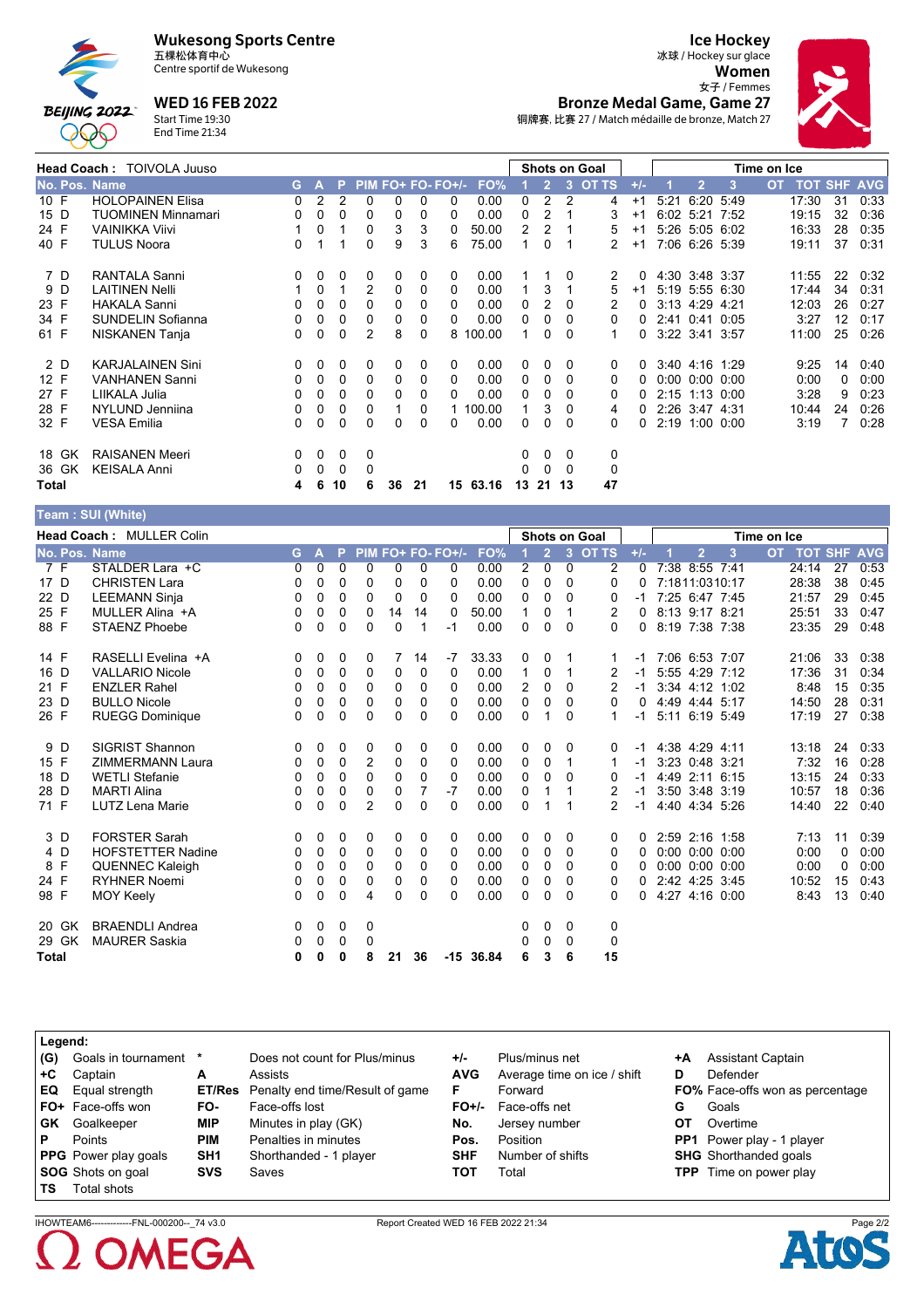# Wukesong Sports Centre

五棵松体育中心
Centre sportif de Wukesong

**WED 16 FEB 2022**
Start Time 19:30
End Time 21:34

# Ice Hockey

冰球 / Hockey sur glace

**Women**
女子 / Femmes

**Bronze Medal Game, Game 27**
铜牌赛, 比赛 27 / Match médaille de bronze, Match 27

**Head Coach :** TOIVOLA Juuso

| No. | Pos. | Name | G | A | P | PIM | FO+ | FO- | FO+/- | FO% | Shots on Goal 1 | 2 | 3 | OT | TS | +/- | Time on Ice 1 | 2 | 3 | OT | TOT | SHF | AVG |
|---|---|---|---|---|---|---|---|---|---|---|---|---|---|---|---|---|---|---|---|---|---|---|---|
| 10 | F | HOLOPAINEN Elisa | 2 | 2 | 2 | 0 | 0 | 0 | 0 | 0.00 | 0 | 2 | 2 | | 4 | +1 | 5:21 | 6:20 | 5:49 | | 17:30 | 31 | 0:33 |
| 15 | D | TUOMINEN Minnamari | 0 | 0 | 0 | 0 | 0 | 0 | 0 | 0.00 | 0 | 2 | 1 | | 3 | +1 | 6:02 | 5:21 | 7:52 | | 19:15 | 32 | 0:36 |
| 24 | F | VAINIKKA Viivi | 1 | 0 | 1 | 0 | 3 | 3 | 0 | 50.00 | 2 | 2 | 1 | | 5 | +1 | 5:26 | 5:05 | 6:02 | | 16:33 | 28 | 0:35 |
| 40 | F | TULUS Noora | 0 | 1 | 1 | 0 | 9 | 3 | 6 | 75.00 | 1 | 0 | 1 | | 2 | +1 | 7:06 | 6:26 | 5:39 | | 19:11 | 37 | 0:31 |
| 7 | D | RANTALA Sanni | 0 | 0 | 0 | 0 | 0 | 0 | 0 | 0.00 | 1 | 1 | 0 | | 2 | 0 | 4:30 | 3:48 | 3:37 | | 11:55 | 22 | 0:32 |
| 9 | D | LAITINEN Nelli | 1 | 0 | 1 | 2 | 0 | 0 | 0 | 0.00 | 1 | 3 | 1 | | 5 | +1 | 5:19 | 5:55 | 6:30 | | 17:44 | 34 | 0:31 |
| 23 | F | HAKALA Sanni | 0 | 0 | 0 | 0 | 0 | 0 | 0 | 0.00 | 0 | 2 | 0 | | 2 | 0 | 3:13 | 4:29 | 4:21 | | 12:03 | 26 | 0:27 |
| 34 | F | SUNDELIN Sofianna | 0 | 0 | 0 | 0 | 0 | 0 | 0 | 0.00 | 0 | 0 | 0 | | 0 | 0 | 2:41 | 0:41 | 0:05 | | 3:27 | 12 | 0:17 |
| 61 | F | NISKANEN Tanja | 0 | 0 | 0 | 2 | 8 | 0 | 8 | 100.00 | 1 | 0 | 0 | | 1 | 0 | 3:22 | 3:41 | 3:57 | | 11:00 | 25 | 0:26 |
| 2 | D | KARJALAINEN Sini | 0 | 0 | 0 | 0 | 0 | 0 | 0 | 0.00 | 0 | 0 | 0 | | 0 | 0 | 3:40 | 4:16 | 1:29 | | 9:25 | 14 | 0:40 |
| 12 | F | VANHANEN Sanni | 0 | 0 | 0 | 0 | 0 | 0 | 0 | 0.00 | 0 | 0 | 0 | | 0 | 0 | 0:00 | 0:00 | 0:00 | | 0:00 | 0 | 0:00 |
| 27 | F | LIIKALA Julia | 0 | 0 | 0 | 0 | 0 | 0 | 0 | 0.00 | 0 | 0 | 0 | | 0 | 0 | 2:15 | 1:13 | 0:00 | | 3:28 | 9 | 0:23 |
| 28 | F | NYLUND Jenniina | 0 | 0 | 0 | 0 | 1 | 0 | 1 | 100.00 | 1 | 3 | 0 | | 4 | 0 | 2:26 | 3:47 | 4:31 | | 10:44 | 24 | 0:26 |
| 32 | F | VESA Emilia | 0 | 0 | 0 | 0 | 0 | 0 | 0 | 0.00 | 0 | 0 | 0 | | 0 | 0 | 2:19 | 1:00 | 0:00 | | 3:19 | 7 | 0:28 |
| 18 | GK | RAISANEN Meeri | 0 | 0 | 0 | 0 | | | | | 0 | 0 | 0 | | 0 | | | | | | | | |
| 36 | GK | KEISALA Anni | 0 | 0 | 0 | 0 | | | | | 0 | 0 | 0 | | 0 | | | | | | | | |
| **Total** | | | **4** | **6** | **10** | **6** | **36** | **21** | **15** | **63.16** | **13** | **21** | **13** | | **47** | | | | | | | | |

**Team : SUI (White)**

**Head Coach :** MULLER Colin

| No. | Pos. | Name | G | A | P | PIM | FO+ | FO- | FO+/- | FO% | Shots on Goal 1 | 2 | 3 | OT | TS | +/- | Time on Ice 1 | 2 | 3 | OT | TOT | SHF | AVG |
|---|---|---|---|---|---|---|---|---|---|---|---|---|---|---|---|---|---|---|---|---|---|---|---|
| 7 | F | STALDER Lara +C | 0 | 0 | 0 | 0 | 0 | 0 | 0 | 0.00 | 2 | 0 | 0 | | 2 | 0 | 7:38 | 8:55 | 7:41 | | 24:14 | 27 | 0:53 |
| 17 | D | CHRISTEN Lara | 0 | 0 | 0 | 0 | 0 | 0 | 0 | 0.00 | 0 | 0 | 0 | | 0 | 0 | 7:18 | 11:03 | 10:17 | | 28:38 | 38 | 0:45 |
| 22 | D | LEEMANN Sinja | 0 | 0 | 0 | 0 | 0 | 0 | 0 | 0.00 | 0 | 0 | 0 | | 0 | -1 | 7:25 | 6:47 | 7:45 | | 21:57 | 29 | 0:45 |
| 25 | F | MULLER Alina +A | 0 | 0 | 0 | 0 | 14 | 14 | 0 | 50.00 | 1 | 0 | 1 | | 2 | 0 | 8:13 | 9:17 | 8:21 | | 25:51 | 33 | 0:47 |
| 88 | F | STAENZ Phoebe | 0 | 0 | 0 | 0 | 0 | 1 | -1 | 0.00 | 0 | 0 | 0 | | 0 | 0 | 8:19 | 7:38 | 7:38 | | 23:35 | 29 | 0:48 |
| 14 | F | RASELLI Evelina +A | 0 | 0 | 0 | 0 | 7 | 14 | -7 | 33.33 | 0 | 0 | 1 | | 1 | -1 | 7:06 | 6:53 | 7:07 | | 21:06 | 33 | 0:38 |
| 16 | D | VALLARIO Nicole | 0 | 0 | 0 | 0 | 0 | 0 | 0 | 0.00 | 1 | 0 | 1 | | 2 | -1 | 5:55 | 4:29 | 7:12 | | 17:36 | 31 | 0:34 |
| 21 | F | ENZLER Rahel | 0 | 0 | 0 | 0 | 0 | 0 | 0 | 0.00 | 2 | 0 | 0 | | 2 | -1 | 3:34 | 4:12 | 1:02 | | 8:48 | 15 | 0:35 |
| 23 | D | BULLO Nicole | 0 | 0 | 0 | 0 | 0 | 0 | 0 | 0.00 | 0 | 0 | 0 | | 0 | 0 | 4:49 | 4:44 | 5:17 | | 14:50 | 28 | 0:31 |
| 26 | F | RUEGG Dominique | 0 | 0 | 0 | 0 | 0 | 0 | 0 | 0.00 | 0 | 1 | 0 | | 1 | -1 | 5:11 | 6:19 | 5:49 | | 17:19 | 27 | 0:38 |
| 9 | D | SIGRIST Shannon | 0 | 0 | 0 | 0 | 0 | 0 | 0 | 0.00 | 0 | 0 | 0 | | 0 | -1 | 4:38 | 4:29 | 4:11 | | 13:18 | 24 | 0:33 |
| 15 | F | ZIMMERMANN Laura | 0 | 0 | 0 | 2 | 0 | 0 | 0 | 0.00 | 0 | 0 | 1 | | 1 | -1 | 3:23 | 0:48 | 3:21 | | 7:32 | 16 | 0:28 |
| 18 | D | WETLI Stefanie | 0 | 0 | 0 | 0 | 0 | 0 | 0 | 0.00 | 0 | 0 | 0 | | 0 | -1 | 4:49 | 2:11 | 6:15 | | 13:15 | 24 | 0:33 |
| 28 | D | MARTI Alina | 0 | 0 | 0 | 0 | 0 | 7 | -7 | 0.00 | 0 | 1 | 1 | | 2 | -1 | 3:50 | 3:48 | 3:19 | | 10:57 | 18 | 0:36 |
| 71 | F | LUTZ Lena Marie | 0 | 0 | 0 | 2 | 0 | 0 | 0 | 0.00 | 0 | 1 | 1 | | 2 | -1 | 4:40 | 4:34 | 5:26 | | 14:40 | 22 | 0:40 |
| 3 | D | FORSTER Sarah | 0 | 0 | 0 | 0 | 0 | 0 | 0 | 0.00 | 0 | 0 | 0 | | 0 | 0 | 2:59 | 2:16 | 1:58 | | 7:13 | 11 | 0:39 |
| 4 | D | HOFSTETTER Nadine | 0 | 0 | 0 | 0 | 0 | 0 | 0 | 0.00 | 0 | 0 | 0 | | 0 | 0 | 0:00 | 0:00 | 0:00 | | 0:00 | 0 | 0:00 |
| 8 | F | QUENNEC Kaleigh | 0 | 0 | 0 | 0 | 0 | 0 | 0 | 0.00 | 0 | 0 | 0 | | 0 | 0 | 0:00 | 0:00 | 0:00 | | 0:00 | 0 | 0:00 |
| 24 | F | RYHNER Noemi | 0 | 0 | 0 | 0 | 0 | 0 | 0 | 0.00 | 0 | 0 | 0 | | 0 | 0 | 2:42 | 4:25 | 3:45 | | 10:52 | 15 | 0:43 |
| 98 | F | MOY Keely | 0 | 0 | 0 | 4 | 0 | 0 | 0 | 0.00 | 0 | 0 | 0 | | 0 | 0 | 4:27 | 4:16 | 0:00 | | 8:43 | 13 | 0:40 |
| 20 | GK | BRAENDLI Andrea | 0 | 0 | 0 | 0 | | | | | 0 | 0 | 0 | | 0 | | | | | | | | |
| 29 | GK | MAURER Saskia | 0 | 0 | 0 | 0 | | | | | 0 | 0 | 0 | | 0 | | | | | | | | |
| **Total** | | | **0** | **0** | **0** | **8** | **21** | **36** | **-15** | **36.84** | **6** | **3** | **6** | | **15** | | | | | | | | |

**Legend:**

| | | | | | | | |
|---|---|---|---|---|---|---|---|
| (G) | Goals in tournament | * | Does not count for Plus/minus | +/- | Plus/minus net | +A | Assistant Captain |
| +C | Captain | A | Assists | AVG | Average time on ice / shift | D | Defender |
| EQ | Equal strength | ET/Res | Penalty end time/Result of game | F | Forward | FO% | Face-offs won as percentage |
| FO+ | Face-offs won | FO- | Face-offs lost | FO+/- | Face-offs net | G | Goals |
| GK | Goalkeeper | MIP | Minutes in play (GK) | No. | Jersey number | OT | Overtime |
| P | Points | PIM | Penalties in minutes | Pos. | Position | PP1 | Power play - 1 player |
| PPG | Power play goals | SH1 | Shorthanded - 1 player | SHF | Number of shifts | SHG | Shorthanded goals |
| SOG | Shots on goal | SVS | Saves | TOT | Total | TPP | Time on power play |
| TS | Total shots | | | | | | |

IHOWTEAM6-------------FNL-000200--_74 v3.0 Report Created WED 16 FEB 2022 21:34